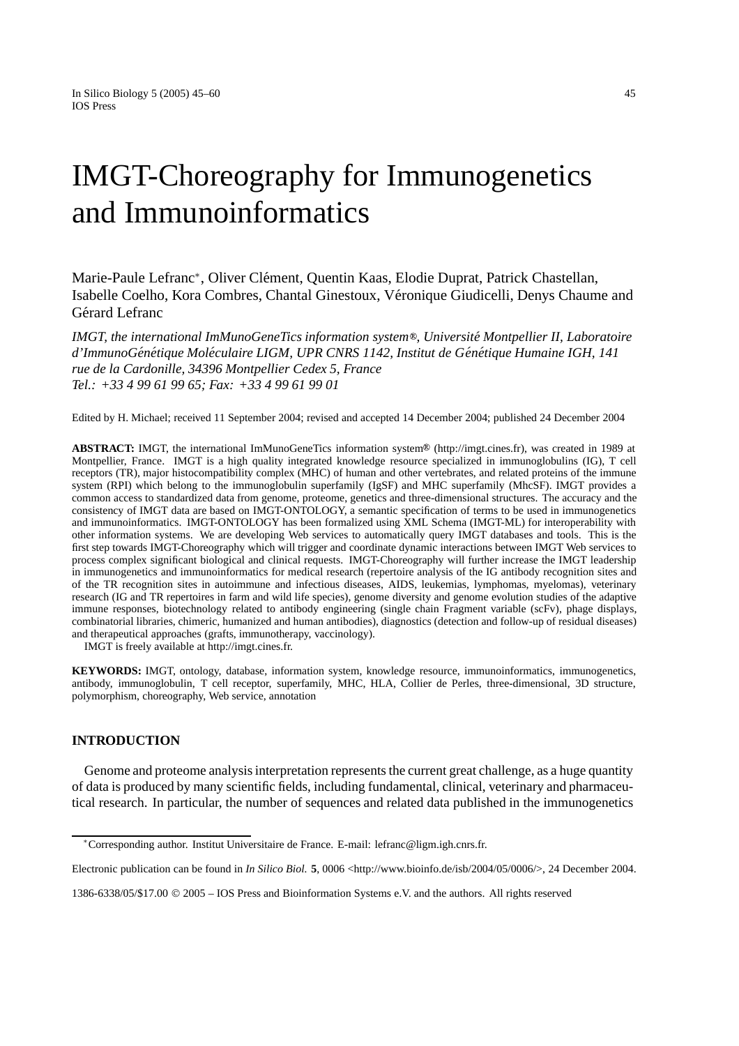# IMGT-Choreography for Immunogenetics and Immunoinformatics

Marie-Paule Lefranc*, Oliver Clément, Quentin Kaas, Elodie Duprat, Patrick Chastellan, Isabelle Coelho, Kora Combres, Chantal Ginestoux, Véronique Giudicelli, Denys Chaume and Gérard Lefranc

*IMGT, the international ImMunoGeneTics information system®, Université Montpellier II, Laboratoire d'ImmunoGénétique Moléculaire LIGM, UPR CNRS 1142, Institut de Génétique Humaine IGH, 141 rue de la Cardonille, 34396 Montpellier Cedex 5, France*
*Tel.: +33 4 99 61 99 65; Fax: +33 4 99 61 99 01*

Edited by H. Michael; received 11 September 2004; revised and accepted 14 December 2004; published 24 December 2004

**ABSTRACT:** IMGT, the international ImMunoGeneTics information system® (http://imgt.cines.fr), was created in 1989 at Montpellier, France. IMGT is a high quality integrated knowledge resource specialized in immunoglobulins (IG), T cell receptors (TR), major histocompatibility complex (MHC) of human and other vertebrates, and related proteins of the immune system (RPI) which belong to the immunoglobulin superfamily (IgSF) and MHC superfamily (MhcSF). IMGT provides a common access to standardized data from genome, proteome, genetics and three-dimensional structures. The accuracy and the consistency of IMGT data are based on IMGT-ONTOLOGY, a semantic specification of terms to be used in immunogenetics and immunoinformatics. IMGT-ONTOLOGY has been formalized using XML Schema (IMGT-ML) for interoperability with other information systems. We are developing Web services to automatically query IMGT databases and tools. This is the first step towards IMGT-Choreography which will trigger and coordinate dynamic interactions between IMGT Web services to process complex significant biological and clinical requests. IMGT-Choreography will further increase the IMGT leadership in immunogenetics and immunoinformatics for medical research (repertoire analysis of the IG antibody recognition sites and of the TR recognition sites in autoimmune and infectious diseases, AIDS, leukemias, lymphomas, myelomas), veterinary research (IG and TR repertoires in farm and wild life species), genome diversity and genome evolution studies of the adaptive immune responses, biotechnology related to antibody engineering (single chain Fragment variable (scFv), phage displays, combinatorial libraries, chimeric, humanized and human antibodies), diagnostics (detection and follow-up of residual diseases) and therapeutical approaches (grafts, immunotherapy, vaccinology).

IMGT is freely available at http://imgt.cines.fr.

**KEYWORDS:** IMGT, ontology, database, information system, knowledge resource, immunoinformatics, immunogenetics, antibody, immunoglobulin, T cell receptor, superfamily, MHC, HLA, Collier de Perles, three-dimensional, 3D structure, polymorphism, choreography, Web service, annotation

## INTRODUCTION

Genome and proteome analysis interpretation represents the current great challenge, as a huge quantity of data is produced by many scientific fields, including fundamental, clinical, veterinary and pharmaceutical research. In particular, the number of sequences and related data published in the immunogenetics

*Corresponding author. Institut Universitaire de France. E-mail: lefranc@ligm.igh.cnrs.fr.

Electronic publication can be found in *In Silico Biol.* **5**, 0006 <http://www.bioinfo.de/isb/2004/05/0006/>, 24 December 2004.

1386-6338/05/$17.00 © 2005 – IOS Press and Bioinformation Systems e.V. and the authors. All rights reserved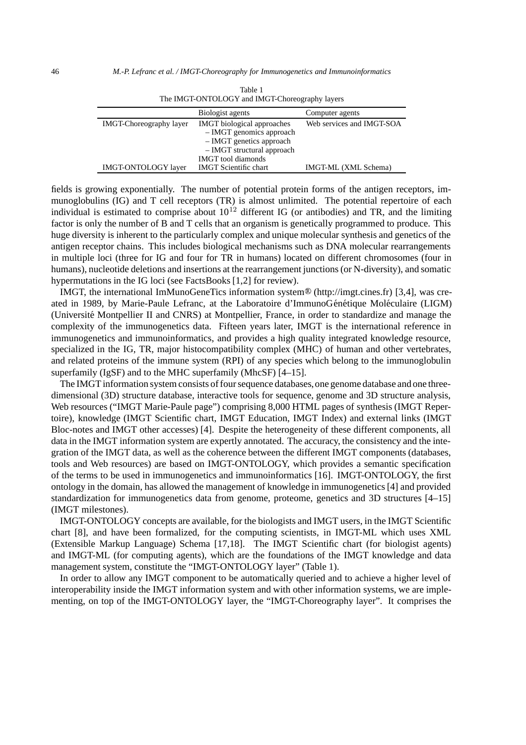Table 1
The IMGT-ONTOLOGY and IMGT-Choreography layers

| | Biologist agents | Computer agents |
|---|---|---|
| IMGT-Choreography layer | IMGT biological approaches<br>– IMGT genomics approach<br>– IMGT genetics approach<br>– IMGT structural approach<br>IMGT tool diamonds | Web services and IMGT-SOA |
| IMGT-ONTOLOGY layer | IMGT Scientific chart | IMGT-ML (XML Schema) |

fields is growing exponentially. The number of potential protein forms of the antigen receptors, immunoglobulins (IG) and T cell receptors (TR) is almost unlimited. The potential repertoire of each individual is estimated to comprise about $10^{12}$ different IG (or antibodies) and TR, and the limiting factor is only the number of B and T cells that an organism is genetically programmed to produce. This huge diversity is inherent to the particularly complex and unique molecular synthesis and genetics of the antigen receptor chains. This includes biological mechanisms such as DNA molecular rearrangements in multiple loci (three for IG and four for TR in humans) located on different chromosomes (four in humans), nucleotide deletions and insertions at the rearrangement junctions (or N-diversity), and somatic hypermutations in the IG loci (see FactsBooks [1,2] for review).

IMGT, the international ImMunoGeneTics information system® (http://imgt.cines.fr) [3,4], was created in 1989, by Marie-Paule Lefranc, at the Laboratoire d'ImmunoGénétique Moléculaire (LIGM) (Université Montpellier II and CNRS) at Montpellier, France, in order to standardize and manage the complexity of the immunogenetics data. Fifteen years later, IMGT is the international reference in immunogenetics and immunoinformatics, and provides a high quality integrated knowledge resource, specialized in the IG, TR, major histocompatibility complex (MHC) of human and other vertebrates, and related proteins of the immune system (RPI) of any species which belong to the immunoglobulin superfamily (IgSF) and to the MHC superfamily (MhcSF) [4–15].

The IMGT information system consists of four sequence databases, one genome database and one three-dimensional (3D) structure database, interactive tools for sequence, genome and 3D structure analysis, Web resources ("IMGT Marie-Paule page") comprising 8,000 HTML pages of synthesis (IMGT Repertoire), knowledge (IMGT Scientific chart, IMGT Education, IMGT Index) and external links (IMGT Bloc-notes and IMGT other accesses) [4]. Despite the heterogeneity of these different components, all data in the IMGT information system are expertly annotated. The accuracy, the consistency and the integration of the IMGT data, as well as the coherence between the different IMGT components (databases, tools and Web resources) are based on IMGT-ONTOLOGY, which provides a semantic specification of the terms to be used in immunogenetics and immunoinformatics [16]. IMGT-ONTOLOGY, the first ontology in the domain, has allowed the management of knowledge in immunogenetics [4] and provided standardization for immunogenetics data from genome, proteome, genetics and 3D structures [4–15] (IMGT milestones).

IMGT-ONTOLOGY concepts are available, for the biologists and IMGT users, in the IMGT Scientific chart [8], and have been formalized, for the computing scientists, in IMGT-ML which uses XML (Extensible Markup Language) Schema [17,18]. The IMGT Scientific chart (for biologist agents) and IMGT-ML (for computing agents), which are the foundations of the IMGT knowledge and data management system, constitute the "IMGT-ONTOLOGY layer" (Table 1).

In order to allow any IMGT component to be automatically queried and to achieve a higher level of interoperability inside the IMGT information system and with other information systems, we are implementing, on top of the IMGT-ONTOLOGY layer, the "IMGT-Choreography layer". It comprises the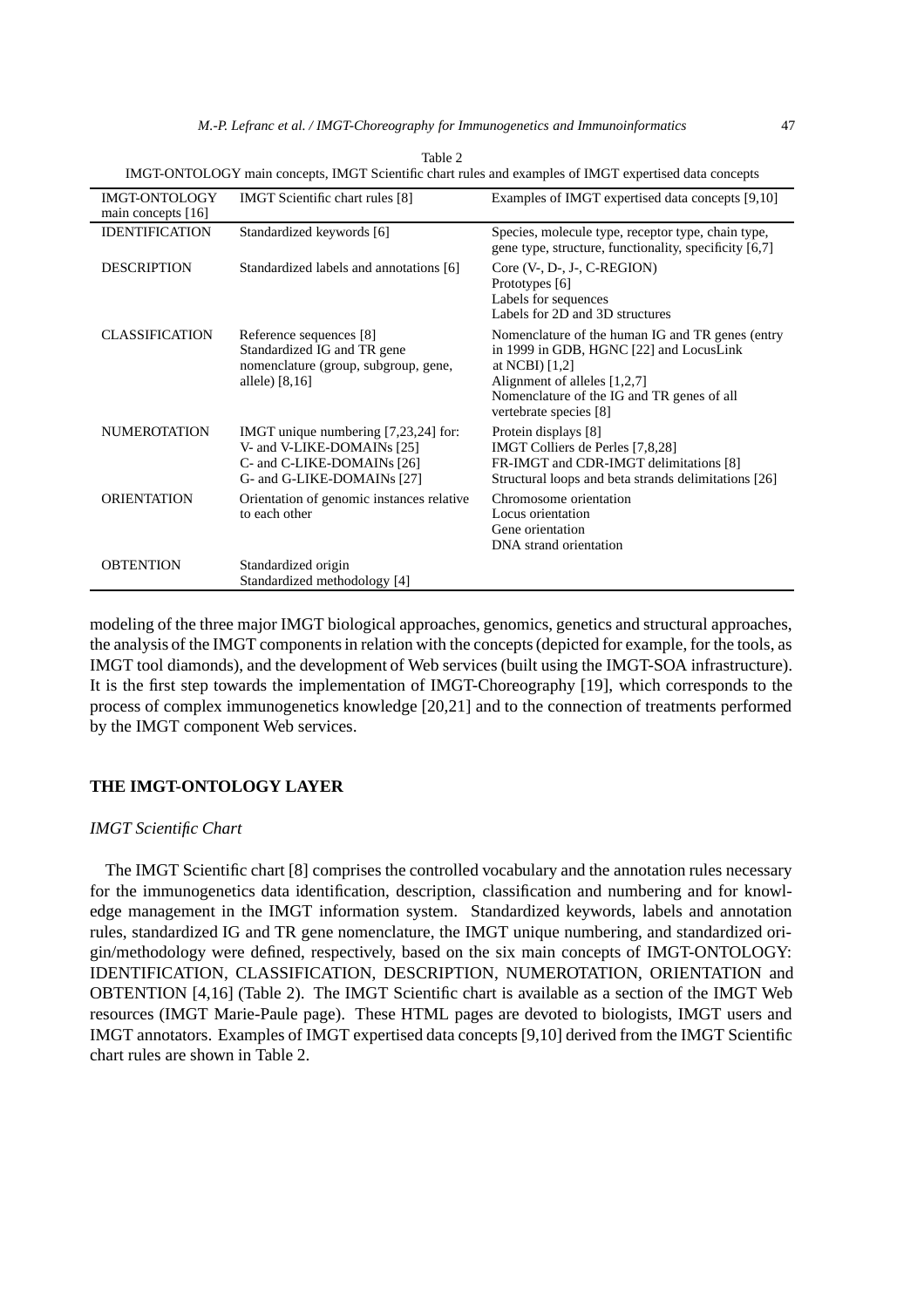Table 2

IMGT-ONTOLOGY main concepts, IMGT Scientific chart rules and examples of IMGT expertised data concepts

| IMGT-ONTOLOGY main concepts [16] | IMGT Scientific chart rules [8] | Examples of IMGT expertised data concepts [9,10] |
|---|---|---|
| IDENTIFICATION | Standardized keywords [6] | Species, molecule type, receptor type, chain type, gene type, structure, functionality, specificity [6,7] |
| DESCRIPTION | Standardized labels and annotations [6] | Core (V-, D-, J-, C-REGION)<br>Prototypes [6]<br>Labels for sequences<br>Labels for 2D and 3D structures |
| CLASSIFICATION | Reference sequences [8]<br>Standardized IG and TR gene nomenclature (group, subgroup, gene, allele) [8,16] | Nomenclature of the human IG and TR genes (entry in 1999 in GDB, HGNC [22] and LocusLink at NCBI) [1,2]<br>Alignment of alleles [1,2,7]<br>Nomenclature of the IG and TR genes of all vertebrate species [8] |
| NUMEROTATION | IMGT unique numbering [7,23,24] for:<br>V- and V-LIKE-DOMAINs [25]<br>C- and C-LIKE-DOMAINs [26]<br>G- and G-LIKE-DOMAINs [27] | Protein displays [8]<br>IMGT Colliers de Perles [7,8,28]<br>FR-IMGT and CDR-IMGT delimitations [8]<br>Structural loops and beta strands delimitations [26] |
| ORIENTATION | Orientation of genomic instances relative to each other | Chromosome orientation<br>Locus orientation<br>Gene orientation<br>DNA strand orientation |
| OBTENTION | Standardized origin<br>Standardized methodology [4] | |

modeling of the three major IMGT biological approaches, genomics, genetics and structural approaches, the analysis of the IMGT components in relation with the concepts (depicted for example, for the tools, as IMGT tool diamonds), and the development of Web services (built using the IMGT-SOA infrastructure). It is the first step towards the implementation of IMGT-Choreography [19], which corresponds to the process of complex immunogenetics knowledge [20,21] and to the connection of treatments performed by the IMGT component Web services.

## THE IMGT-ONTOLOGY LAYER

### *IMGT Scientific Chart*

The IMGT Scientific chart [8] comprises the controlled vocabulary and the annotation rules necessary for the immunogenetics data identification, description, classification and numbering and for knowledge management in the IMGT information system. Standardized keywords, labels and annotation rules, standardized IG and TR gene nomenclature, the IMGT unique numbering, and standardized origin/methodology were defined, respectively, based on the six main concepts of IMGT-ONTOLOGY: IDENTIFICATION, CLASSIFICATION, DESCRIPTION, NUMEROTATION, ORIENTATION and OBTENTION [4,16] (Table 2). The IMGT Scientific chart is available as a section of the IMGT Web resources (IMGT Marie-Paule page). These HTML pages are devoted to biologists, IMGT users and IMGT annotators. Examples of IMGT expertised data concepts [9,10] derived from the IMGT Scientific chart rules are shown in Table 2.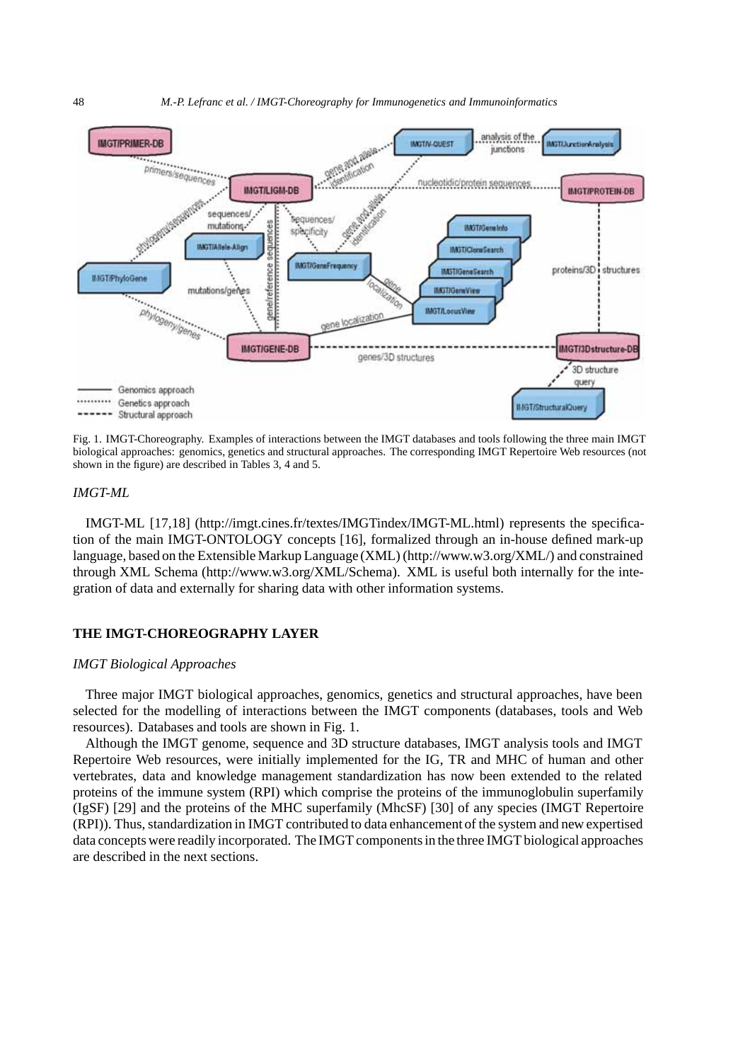Fig. 1. IMGT-Choreography. Examples of interactions between the IMGT databases and tools following the three main IMGT biological approaches: genomics, genetics and structural approaches. The corresponding IMGT Repertoire Web resources (not shown in the figure) are described in Tables 3, 4 and 5.

### *IMGT-ML*

IMGT-ML [17,18] (http://imgt.cines.fr/textes/IMGTindex/IMGT-ML.html) represents the specification of the main IMGT-ONTOLOGY concepts [16], formalized through an in-house defined mark-up language, based on the Extensible Markup Language (XML) (http://www.w3.org/XML/) and constrained through XML Schema (http://www.w3.org/XML/Schema). XML is useful both internally for the integration of data and externally for sharing data with other information systems.

## THE IMGT-CHOREOGRAPHY LAYER

### *IMGT Biological Approaches*

Three major IMGT biological approaches, genomics, genetics and structural approaches, have been selected for the modelling of interactions between the IMGT components (databases, tools and Web resources). Databases and tools are shown in Fig. 1.

Although the IMGT genome, sequence and 3D structure databases, IMGT analysis tools and IMGT Repertoire Web resources, were initially implemented for the IG, TR and MHC of human and other vertebrates, data and knowledge management standardization has now been extended to the related proteins of the immune system (RPI) which comprise the proteins of the immunoglobulin superfamily (IgSF) [29] and the proteins of the MHC superfamily (MhcSF) [30] of any species (IMGT Repertoire (RPI)). Thus, standardization in IMGT contributed to data enhancement of the system and new expertised data concepts were readily incorporated. The IMGT components in the three IMGT biological approaches are described in the next sections.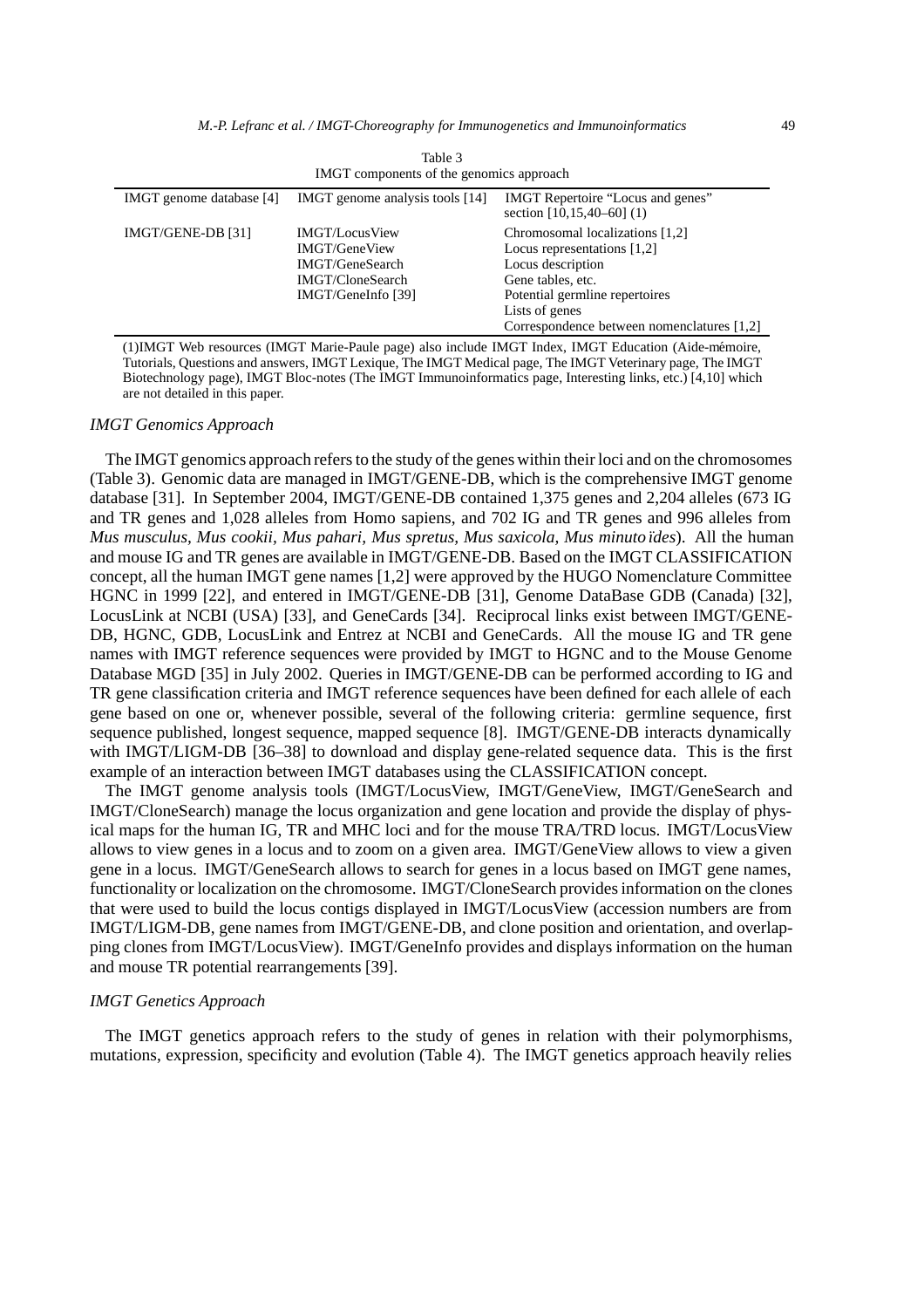Table 3
IMGT components of the genomics approach

| IMGT genome database [4] | IMGT genome analysis tools [14] | IMGT Repertoire "Locus and genes" section [10,15,40–60] (1) |
|---|---|---|
| IMGT/GENE-DB [31] | IMGT/LocusView<br>IMGT/GeneView<br>IMGT/GeneSearch<br>IMGT/CloneSearch<br>IMGT/GeneInfo [39] | Chromosomal localizations [1,2]<br>Locus representations [1,2]<br>Locus description<br>Gene tables, etc.<br>Potential germline repertoires<br>Lists of genes<br>Correspondence between nomenclatures [1,2] |

(1)IMGT Web resources (IMGT Marie-Paule page) also include IMGT Index, IMGT Education (Aide-mémoire, Tutorials, Questions and answers, IMGT Lexique, The IMGT Medical page, The IMGT Veterinary page, The IMGT Biotechnology page), IMGT Bloc-notes (The IMGT Immunoinformatics page, Interesting links, etc.) [4,10] which are not detailed in this paper.

*IMGT Genomics Approach*

The IMGT genomics approach refers to the study of the genes within their loci and on the chromosomes (Table 3). Genomic data are managed in IMGT/GENE-DB, which is the comprehensive IMGT genome database [31]. In September 2004, IMGT/GENE-DB contained 1,375 genes and 2,204 alleles (673 IG and TR genes and 1,028 alleles from Homo sapiens, and 702 IG and TR genes and 996 alleles from *Mus musculus, Mus cookii, Mus pahari, Mus spretus, Mus saxicola, Mus minutoïdes*). All the human and mouse IG and TR genes are available in IMGT/GENE-DB. Based on the IMGT CLASSIFICATION concept, all the human IMGT gene names [1,2] were approved by the HUGO Nomenclature Committee HGNC in 1999 [22], and entered in IMGT/GENE-DB [31], Genome DataBase GDB (Canada) [32], LocusLink at NCBI (USA) [33], and GeneCards [34]. Reciprocal links exist between IMGT/GENE-DB, HGNC, GDB, LocusLink and Entrez at NCBI and GeneCards. All the mouse IG and TR gene names with IMGT reference sequences were provided by IMGT to HGNC and to the Mouse Genome Database MGD [35] in July 2002. Queries in IMGT/GENE-DB can be performed according to IG and TR gene classification criteria and IMGT reference sequences have been defined for each allele of each gene based on one or, whenever possible, several of the following criteria: germline sequence, first sequence published, longest sequence, mapped sequence [8]. IMGT/GENE-DB interacts dynamically with IMGT/LIGM-DB [36–38] to download and display gene-related sequence data. This is the first example of an interaction between IMGT databases using the CLASSIFICATION concept.

The IMGT genome analysis tools (IMGT/LocusView, IMGT/GeneView, IMGT/GeneSearch and IMGT/CloneSearch) manage the locus organization and gene location and provide the display of physical maps for the human IG, TR and MHC loci and for the mouse TRA/TRD locus. IMGT/LocusView allows to view genes in a locus and to zoom on a given area. IMGT/GeneView allows to view a given gene in a locus. IMGT/GeneSearch allows to search for genes in a locus based on IMGT gene names, functionality or localization on the chromosome. IMGT/CloneSearch provides information on the clones that were used to build the locus contigs displayed in IMGT/LocusView (accession numbers are from IMGT/LIGM-DB, gene names from IMGT/GENE-DB, and clone position and orientation, and overlapping clones from IMGT/LocusView). IMGT/GeneInfo provides and displays information on the human and mouse TR potential rearrangements [39].

*IMGT Genetics Approach*

The IMGT genetics approach refers to the study of genes in relation with their polymorphisms, mutations, expression, specificity and evolution (Table 4). The IMGT genetics approach heavily relies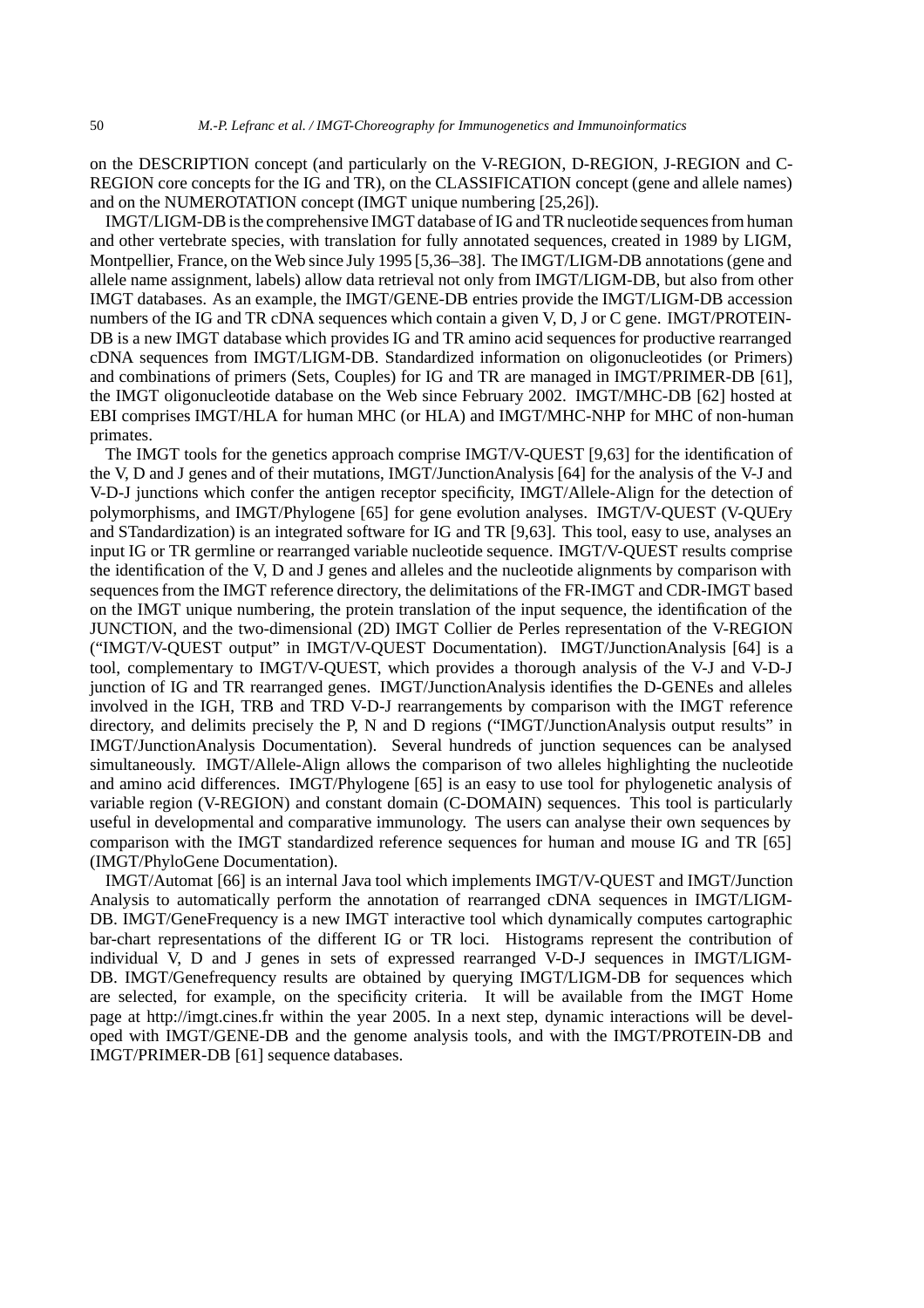on the DESCRIPTION concept (and particularly on the V-REGION, D-REGION, J-REGION and C-REGION core concepts for the IG and TR), on the CLASSIFICATION concept (gene and allele names) and on the NUMEROTATION concept (IMGT unique numbering [25,26]).

IMGT/LIGM-DB is the comprehensive IMGT database of IG and TR nucleotide sequences from human and other vertebrate species, with translation for fully annotated sequences, created in 1989 by LIGM, Montpellier, France, on the Web since July 1995 [5,36–38]. The IMGT/LIGM-DB annotations (gene and allele name assignment, labels) allow data retrieval not only from IMGT/LIGM-DB, but also from other IMGT databases. As an example, the IMGT/GENE-DB entries provide the IMGT/LIGM-DB accession numbers of the IG and TR cDNA sequences which contain a given V, D, J or C gene. IMGT/PROTEIN-DB is a new IMGT database which provides IG and TR amino acid sequences for productive rearranged cDNA sequences from IMGT/LIGM-DB. Standardized information on oligonucleotides (or Primers) and combinations of primers (Sets, Couples) for IG and TR are managed in IMGT/PRIMER-DB [61], the IMGT oligonucleotide database on the Web since February 2002. IMGT/MHC-DB [62] hosted at EBI comprises IMGT/HLA for human MHC (or HLA) and IMGT/MHC-NHP for MHC of non-human primates.

The IMGT tools for the genetics approach comprise IMGT/V-QUEST [9,63] for the identification of the V, D and J genes and of their mutations, IMGT/JunctionAnalysis [64] for the analysis of the V-J and V-D-J junctions which confer the antigen receptor specificity, IMGT/Allele-Align for the detection of polymorphisms, and IMGT/Phylogene [65] for gene evolution analyses. IMGT/V-QUEST (V-QUEry and STandardization) is an integrated software for IG and TR [9,63]. This tool, easy to use, analyses an input IG or TR germline or rearranged variable nucleotide sequence. IMGT/V-QUEST results comprise the identification of the V, D and J genes and alleles and the nucleotide alignments by comparison with sequences from the IMGT reference directory, the delimitations of the FR-IMGT and CDR-IMGT based on the IMGT unique numbering, the protein translation of the input sequence, the identification of the JUNCTION, and the two-dimensional (2D) IMGT Collier de Perles representation of the V-REGION ("IMGT/V-QUEST output" in IMGT/V-QUEST Documentation). IMGT/JunctionAnalysis [64] is a tool, complementary to IMGT/V-QUEST, which provides a thorough analysis of the V-J and V-D-J junction of IG and TR rearranged genes. IMGT/JunctionAnalysis identifies the D-GENEs and alleles involved in the IGH, TRB and TRD V-D-J rearrangements by comparison with the IMGT reference directory, and delimits precisely the P, N and D regions ("IMGT/JunctionAnalysis output results" in IMGT/JunctionAnalysis Documentation). Several hundreds of junction sequences can be analysed simultaneously. IMGT/Allele-Align allows the comparison of two alleles highlighting the nucleotide and amino acid differences. IMGT/Phylogene [65] is an easy to use tool for phylogenetic analysis of variable region (V-REGION) and constant domain (C-DOMAIN) sequences. This tool is particularly useful in developmental and comparative immunology. The users can analyse their own sequences by comparison with the IMGT standardized reference sequences for human and mouse IG and TR [65] (IMGT/PhyloGene Documentation).

IMGT/Automat [66] is an internal Java tool which implements IMGT/V-QUEST and IMGT/Junction Analysis to automatically perform the annotation of rearranged cDNA sequences in IMGT/LIGM-DB. IMGT/GeneFrequency is a new IMGT interactive tool which dynamically computes cartographic bar-chart representations of the different IG or TR loci. Histograms represent the contribution of individual V, D and J genes in sets of expressed rearranged V-D-J sequences in IMGT/LIGM-DB. IMGT/Genefrequency results are obtained by querying IMGT/LIGM-DB for sequences which are selected, for example, on the specificity criteria. It will be available from the IMGT Home page at http://imgt.cines.fr within the year 2005. In a next step, dynamic interactions will be developed with IMGT/GENE-DB and the genome analysis tools, and with the IMGT/PROTEIN-DB and IMGT/PRIMER-DB [61] sequence databases.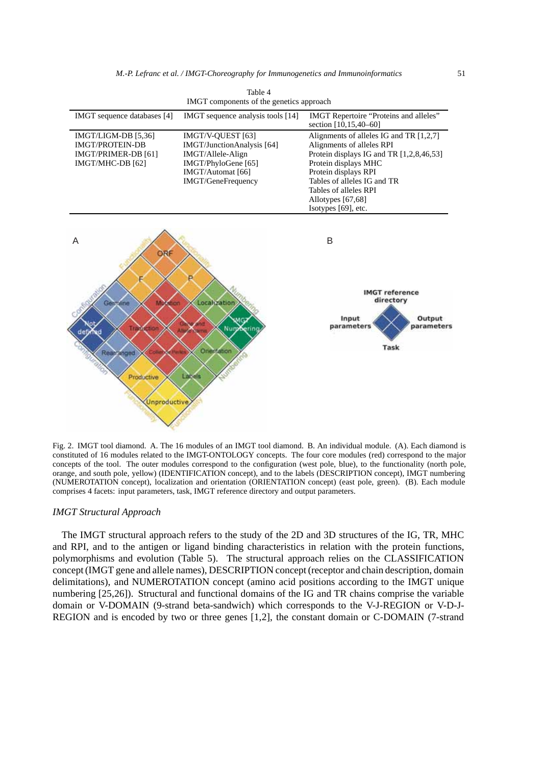Table 4
IMGT components of the genetics approach

| IMGT sequence databases [4] | IMGT sequence analysis tools [14] | IMGT Repertoire "Proteins and alleles" section [10,15,40–60] |
|---|---|---|
| IMGT/LIGM-DB [5,36]<br>IMGT/PROTEIN-DB<br>IMGT/PRIMER-DB [61]<br>IMGT/MHC-DB [62] | IMGT/V-QUEST [63]<br>IMGT/JunctionAnalysis [64]<br>IMGT/Allele-Align<br>IMGT/PhyloGene [65]<br>IMGT/Automat [66]<br>IMGT/GeneFrequency | Alignments of alleles IG and TR [1,2,7]<br>Alignments of alleles RPI<br>Protein displays IG and TR [1,2,8,46,53]<br>Protein displays MHC<br>Protein displays RPI<br>Tables of alleles IG and TR<br>Tables of alleles RPI<br>Allotypes [67,68]<br>Isotypes [69], etc. |

Fig. 2. IMGT tool diamond. A. The 16 modules of an IMGT tool diamond. B. An individual module. (A). Each diamond is constituted of 16 modules related to the IMGT-ONTOLOGY concepts. The four core modules (red) correspond to the major concepts of the tool. The outer modules correspond to the configuration (west pole, blue), to the functionality (north pole, orange, and south pole, yellow) (IDENTIFICATION concept), and to the labels (DESCRIPTION concept), IMGT numbering (NUMEROTATION concept), localization and orientation (ORIENTATION concept) (east pole, green). (B). Each module comprises 4 facets: input parameters, task, IMGT reference directory and output parameters.

### *IMGT Structural Approach*

The IMGT structural approach refers to the study of the 2D and 3D structures of the IG, TR, MHC and RPI, and to the antigen or ligand binding characteristics in relation with the protein functions, polymorphisms and evolution (Table 5). The structural approach relies on the CLASSIFICATION concept (IMGT gene and allele names), DESCRIPTION concept (receptor and chain description, domain delimitations), and NUMEROTATION concept (amino acid positions according to the IMGT unique numbering [25,26]). Structural and functional domains of the IG and TR chains comprise the variable domain or V-DOMAIN (9-strand beta-sandwich) which corresponds to the V-J-REGION or V-D-J-REGION and is encoded by two or three genes [1,2], the constant domain or C-DOMAIN (7-strand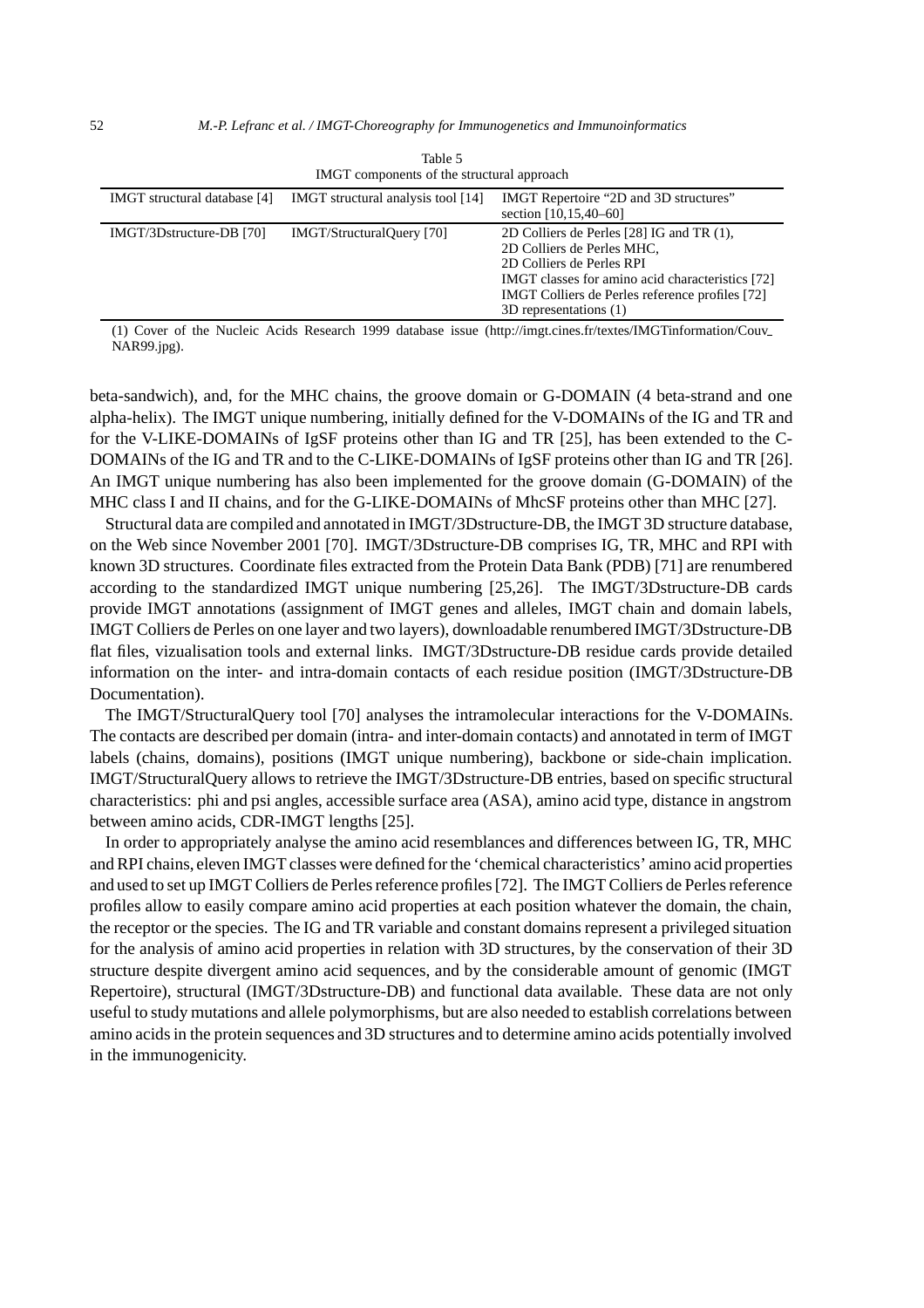Table 5
IMGT components of the structural approach

| IMGT structural database [4] | IMGT structural analysis tool [14] | IMGT Repertoire "2D and 3D structures" section [10,15,40–60] |
|---|---|---|
| IMGT/3Dstructure-DB [70] | IMGT/StructuralQuery [70] | 2D Colliers de Perles [28] IG and TR (1),<br>2D Colliers de Perles MHC,<br>2D Colliers de Perles RPI<br>IMGT classes for amino acid characteristics [72]<br>IMGT Colliers de Perles reference profiles [72]<br>3D representations (1) |

(1) Cover of the Nucleic Acids Research 1999 database issue (http://imgt.cines.fr/textes/IMGTinformation/Couv_NAR99.jpg).

beta-sandwich), and, for the MHC chains, the groove domain or G-DOMAIN (4 beta-strand and one alpha-helix). The IMGT unique numbering, initially defined for the V-DOMAINs of the IG and TR and for the V-LIKE-DOMAINs of IgSF proteins other than IG and TR [25], has been extended to the C-DOMAINs of the IG and TR and to the C-LIKE-DOMAINs of IgSF proteins other than IG and TR [26]. An IMGT unique numbering has also been implemented for the groove domain (G-DOMAIN) of the MHC class I and II chains, and for the G-LIKE-DOMAINs of MhcSF proteins other than MHC [27].

Structural data are compiled and annotated in IMGT/3Dstructure-DB, the IMGT 3D structure database, on the Web since November 2001 [70]. IMGT/3Dstructure-DB comprises IG, TR, MHC and RPI with known 3D structures. Coordinate files extracted from the Protein Data Bank (PDB) [71] are renumbered according to the standardized IMGT unique numbering [25,26]. The IMGT/3Dstructure-DB cards provide IMGT annotations (assignment of IMGT genes and alleles, IMGT chain and domain labels, IMGT Colliers de Perles on one layer and two layers), downloadable renumbered IMGT/3Dstructure-DB flat files, vizualisation tools and external links. IMGT/3Dstructure-DB residue cards provide detailed information on the inter- and intra-domain contacts of each residue position (IMGT/3Dstructure-DB Documentation).

The IMGT/StructuralQuery tool [70] analyses the intramolecular interactions for the V-DOMAINs. The contacts are described per domain (intra- and inter-domain contacts) and annotated in term of IMGT labels (chains, domains), positions (IMGT unique numbering), backbone or side-chain implication. IMGT/StructuralQuery allows to retrieve the IMGT/3Dstructure-DB entries, based on specific structural characteristics: phi and psi angles, accessible surface area (ASA), amino acid type, distance in angstrom between amino acids, CDR-IMGT lengths [25].

In order to appropriately analyse the amino acid resemblances and differences between IG, TR, MHC and RPI chains, eleven IMGT classes were defined for the 'chemical characteristics' amino acid properties and used to set up IMGT Colliers de Perles reference profiles [72]. The IMGT Colliers de Perles reference profiles allow to easily compare amino acid properties at each position whatever the domain, the chain, the receptor or the species. The IG and TR variable and constant domains represent a privileged situation for the analysis of amino acid properties in relation with 3D structures, by the conservation of their 3D structure despite divergent amino acid sequences, and by the considerable amount of genomic (IMGT Repertoire), structural (IMGT/3Dstructure-DB) and functional data available. These data are not only useful to study mutations and allele polymorphisms, but are also needed to establish correlations between amino acids in the protein sequences and 3D structures and to determine amino acids potentially involved in the immunogenicity.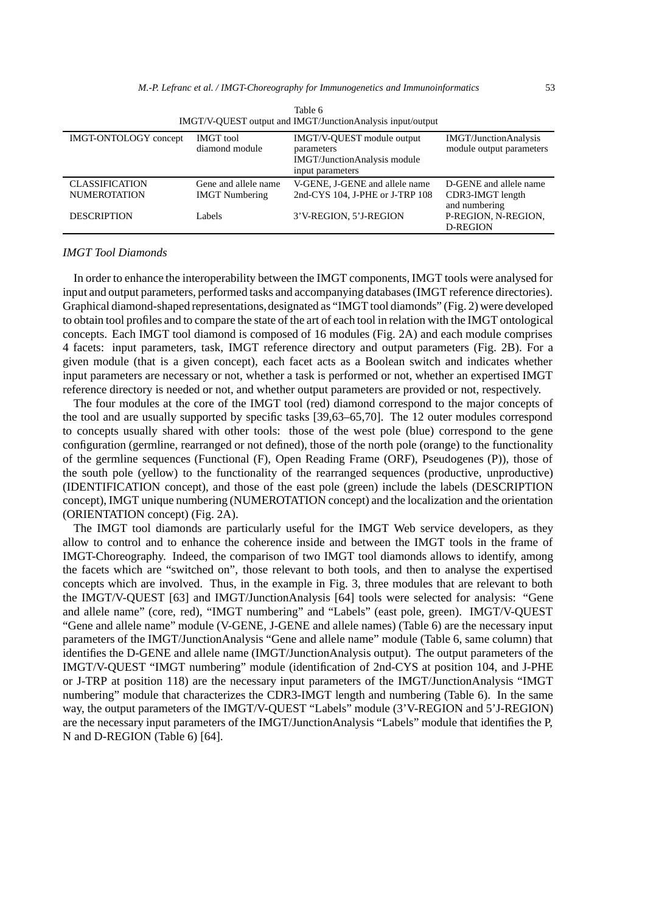Table 6
IMGT/V-QUEST output and IMGT/JunctionAnalysis input/output

| IMGT-ONTOLOGY concept | IMGT tool diamond module | IMGT/V-QUEST module output parameters IMGT/JunctionAnalysis module input parameters | IMGT/JunctionAnalysis module output parameters |
|---|---|---|---|
| CLASSIFICATION | Gene and allele name | V-GENE, J-GENE and allele name | D-GENE and allele name |
| NUMEROTATION | IMGT Numbering | 2nd-CYS 104, J-PHE or J-TRP 108 | CDR3-IMGT length and numbering |
| DESCRIPTION | Labels | 3'V-REGION, 5'J-REGION | P-REGION, N-REGION, D-REGION |

### *IMGT Tool Diamonds*

In order to enhance the interoperability between the IMGT components, IMGT tools were analysed for input and output parameters, performed tasks and accompanying databases (IMGT reference directories). Graphical diamond-shaped representations, designated as "IMGT tool diamonds" (Fig. 2) were developed to obtain tool profiles and to compare the state of the art of each tool in relation with the IMGT ontological concepts. Each IMGT tool diamond is composed of 16 modules (Fig. 2A) and each module comprises 4 facets: input parameters, task, IMGT reference directory and output parameters (Fig. 2B). For a given module (that is a given concept), each facet acts as a Boolean switch and indicates whether input parameters are necessary or not, whether a task is performed or not, whether an expertised IMGT reference directory is needed or not, and whether output parameters are provided or not, respectively.

The four modules at the core of the IMGT tool (red) diamond correspond to the major concepts of the tool and are usually supported by specific tasks [39,63–65,70]. The 12 outer modules correspond to concepts usually shared with other tools: those of the west pole (blue) correspond to the gene configuration (germline, rearranged or not defined), those of the north pole (orange) to the functionality of the germline sequences (Functional (F), Open Reading Frame (ORF), Pseudogenes (P)), those of the south pole (yellow) to the functionality of the rearranged sequences (productive, unproductive) (IDENTIFICATION concept), and those of the east pole (green) include the labels (DESCRIPTION concept), IMGT unique numbering (NUMEROTATION concept) and the localization and the orientation (ORIENTATION concept) (Fig. 2A).

The IMGT tool diamonds are particularly useful for the IMGT Web service developers, as they allow to control and to enhance the coherence inside and between the IMGT tools in the frame of IMGT-Choreography. Indeed, the comparison of two IMGT tool diamonds allows to identify, among the facets which are "switched on", those relevant to both tools, and then to analyse the expertised concepts which are involved. Thus, in the example in Fig. 3, three modules that are relevant to both the IMGT/V-QUEST [63] and IMGT/JunctionAnalysis [64] tools were selected for analysis: "Gene and allele name" (core, red), "IMGT numbering" and "Labels" (east pole, green). IMGT/V-QUEST "Gene and allele name" module (V-GENE, J-GENE and allele names) (Table 6) are the necessary input parameters of the IMGT/JunctionAnalysis "Gene and allele name" module (Table 6, same column) that identifies the D-GENE and allele name (IMGT/JunctionAnalysis output). The output parameters of the IMGT/V-QUEST "IMGT numbering" module (identification of 2nd-CYS at position 104, and J-PHE or J-TRP at position 118) are the necessary input parameters of the IMGT/JunctionAnalysis "IMGT numbering" module that characterizes the CDR3-IMGT length and numbering (Table 6). In the same way, the output parameters of the IMGT/V-QUEST "Labels" module (3'V-REGION and 5'J-REGION) are the necessary input parameters of the IMGT/JunctionAnalysis "Labels" module that identifies the P, N and D-REGION (Table 6) [64].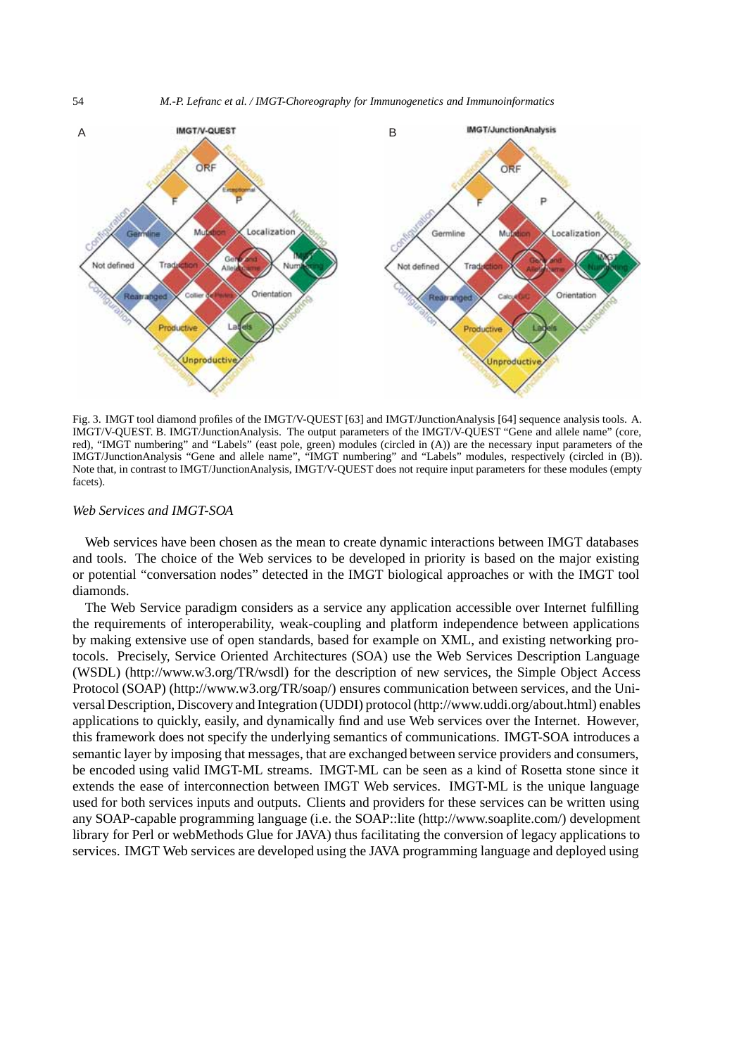Fig. 3. IMGT tool diamond profiles of the IMGT/V-QUEST [63] and IMGT/JunctionAnalysis [64] sequence analysis tools. A. IMGT/V-QUEST. B. IMGT/JunctionAnalysis. The output parameters of the IMGT/V-QUEST "Gene and allele name" (core, red), "IMGT numbering" and "Labels" (east pole, green) modules (circled in (A)) are the necessary input parameters of the IMGT/JunctionAnalysis "Gene and allele name", "IMGT numbering" and "Labels" modules, respectively (circled in (B)). Note that, in contrast to IMGT/JunctionAnalysis, IMGT/V-QUEST does not require input parameters for these modules (empty facets).

### *Web Services and IMGT-SOA*

Web services have been chosen as the mean to create dynamic interactions between IMGT databases and tools. The choice of the Web services to be developed in priority is based on the major existing or potential "conversation nodes" detected in the IMGT biological approaches or with the IMGT tool diamonds.

The Web Service paradigm considers as a service any application accessible over Internet fulfilling the requirements of interoperability, weak-coupling and platform independence between applications by making extensive use of open standards, based for example on XML, and existing networking protocols. Precisely, Service Oriented Architectures (SOA) use the Web Services Description Language (WSDL) (http://www.w3.org/TR/wsdl) for the description of new services, the Simple Object Access Protocol (SOAP) (http://www.w3.org/TR/soap/) ensures communication between services, and the Universal Description, Discovery and Integration (UDDI) protocol (http://www.uddi.org/about.html) enables applications to quickly, easily, and dynamically find and use Web services over the Internet. However, this framework does not specify the underlying semantics of communications. IMGT-SOA introduces a semantic layer by imposing that messages, that are exchanged between service providers and consumers, be encoded using valid IMGT-ML streams. IMGT-ML can be seen as a kind of Rosetta stone since it extends the ease of interconnection between IMGT Web services. IMGT-ML is the unique language used for both services inputs and outputs. Clients and providers for these services can be written using any SOAP-capable programming language (i.e. the SOAP::lite (http://www.soaplite.com/) development library for Perl or webMethods Glue for JAVA) thus facilitating the conversion of legacy applications to services. IMGT Web services are developed using the JAVA programming language and deployed using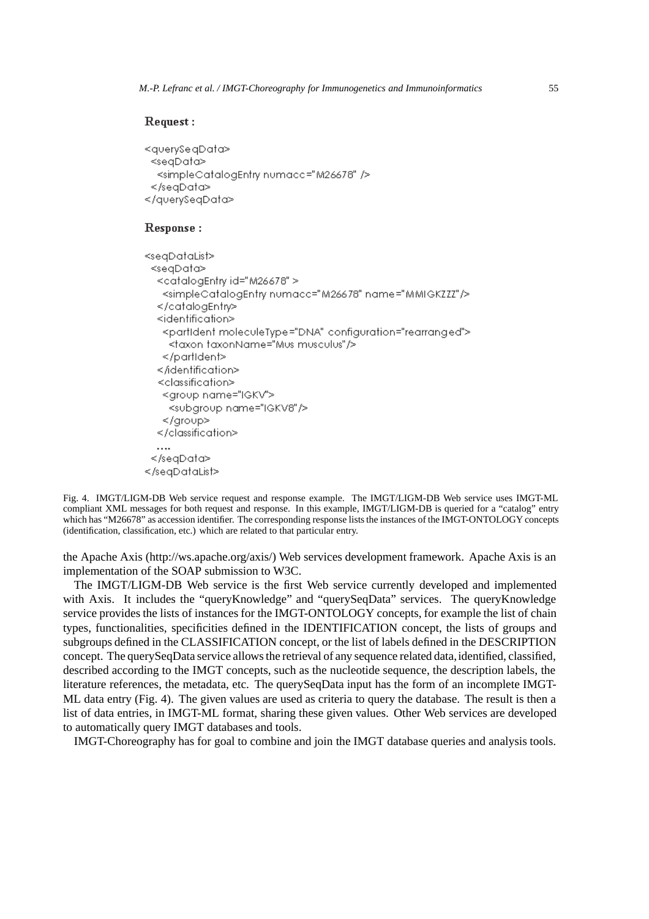**Request :**

```
<querySeqData>
  <seqData>
    <simpleCatalogEntry numacc="M26678" />
  </seqData>
</querySeqData>
```

**Response :**

```
<seqDataList>
  <seqData>
    <catalogEntry id="M26678" >
      <simpleCatalogEntry numacc="M26678" name="MMIGKZZZ"/>
    </catalogEntry>
    <identification>
      <partIdent moleculeType="DNA" configuration="rearranged">
        <taxon taxonName="Mus musculus"/>
      </partIdent>
    </identification>
    <classification>
      <group name="IGKV">
        <subgroup name="IGKV8"/>
      </group>
    </classification>
    ....
  </seqData>
</seqDataList>
```

Fig. 4. IMGT/LIGM-DB Web service request and response example. The IMGT/LIGM-DB Web service uses IMGT-ML compliant XML messages for both request and response. In this example, IMGT/LIGM-DB is queried for a "catalog" entry which has "M26678" as accession identifier. The corresponding response lists the instances of the IMGT-ONTOLOGY concepts (identification, classification, etc.) which are related to that particular entry.

the Apache Axis (http://ws.apache.org/axis/) Web services development framework. Apache Axis is an implementation of the SOAP submission to W3C.

The IMGT/LIGM-DB Web service is the first Web service currently developed and implemented with Axis. It includes the "queryKnowledge" and "querySeqData" services. The queryKnowledge service provides the lists of instances for the IMGT-ONTOLOGY concepts, for example the list of chain types, functionalities, specificities defined in the IDENTIFICATION concept, the lists of groups and subgroups defined in the CLASSIFICATION concept, or the list of labels defined in the DESCRIPTION concept. The querySeqData service allows the retrieval of any sequence related data, identified, classified, described according to the IMGT concepts, such as the nucleotide sequence, the description labels, the literature references, the metadata, etc. The querySeqData input has the form of an incomplete IMGT-ML data entry (Fig. 4). The given values are used as criteria to query the database. The result is then a list of data entries, in IMGT-ML format, sharing these given values. Other Web services are developed to automatically query IMGT databases and tools.

IMGT-Choreography has for goal to combine and join the IMGT database queries and analysis tools.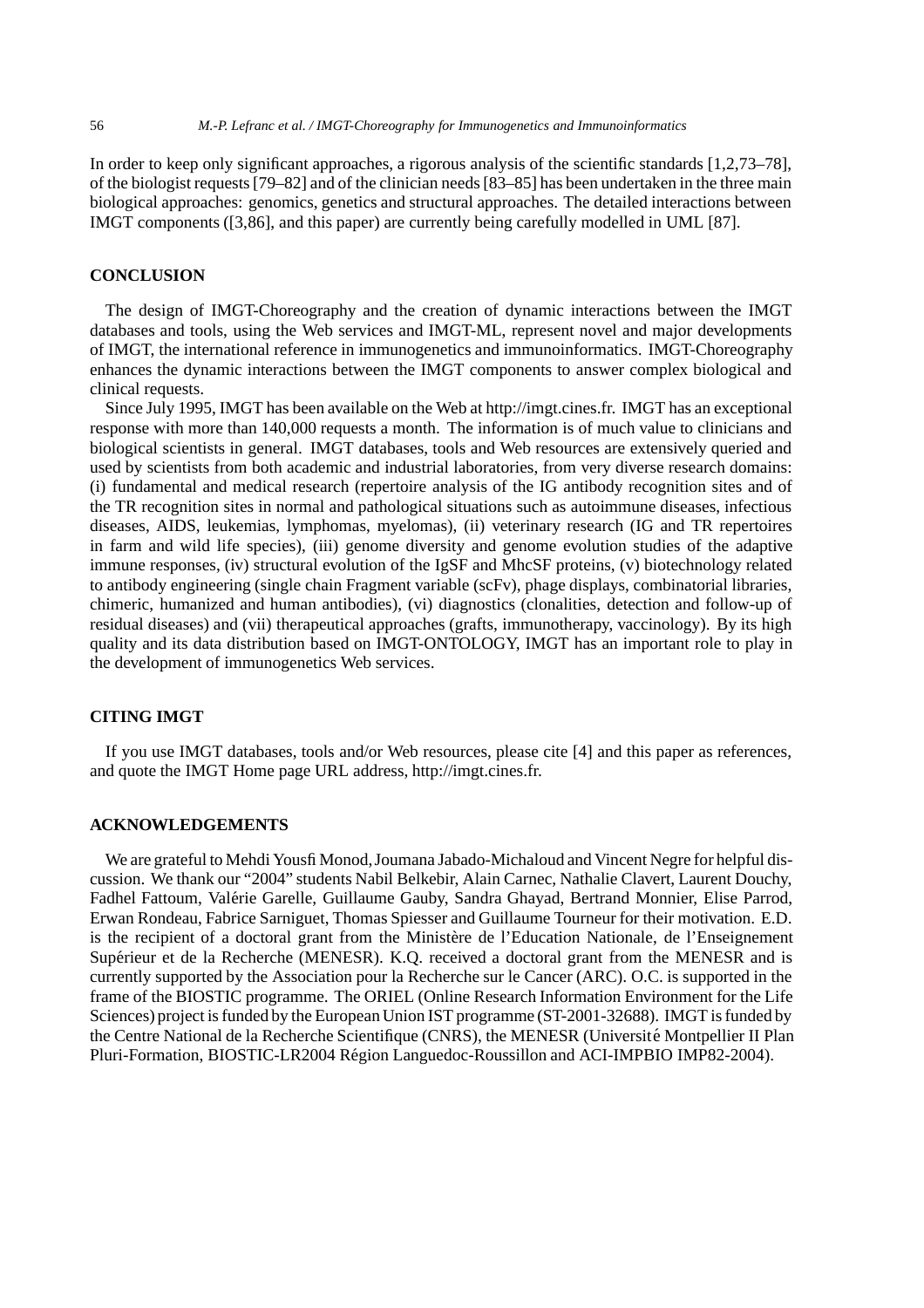In order to keep only significant approaches, a rigorous analysis of the scientific standards [1,2,73–78], of the biologist requests [79–82] and of the clinician needs [83–85] has been undertaken in the three main biological approaches: genomics, genetics and structural approaches. The detailed interactions between IMGT components ([3,86], and this paper) are currently being carefully modelled in UML [87].

## CONCLUSION

The design of IMGT-Choreography and the creation of dynamic interactions between the IMGT databases and tools, using the Web services and IMGT-ML, represent novel and major developments of IMGT, the international reference in immunogenetics and immunoinformatics. IMGT-Choreography enhances the dynamic interactions between the IMGT components to answer complex biological and clinical requests.

Since July 1995, IMGT has been available on the Web at http://imgt.cines.fr. IMGT has an exceptional response with more than 140,000 requests a month. The information is of much value to clinicians and biological scientists in general. IMGT databases, tools and Web resources are extensively queried and used by scientists from both academic and industrial laboratories, from very diverse research domains: (i) fundamental and medical research (repertoire analysis of the IG antibody recognition sites and of the TR recognition sites in normal and pathological situations such as autoimmune diseases, infectious diseases, AIDS, leukemias, lymphomas, myelomas), (ii) veterinary research (IG and TR repertoires in farm and wild life species), (iii) genome diversity and genome evolution studies of the adaptive immune responses, (iv) structural evolution of the IgSF and MhcSF proteins, (v) biotechnology related to antibody engineering (single chain Fragment variable (scFv), phage displays, combinatorial libraries, chimeric, humanized and human antibodies), (vi) diagnostics (clonalities, detection and follow-up of residual diseases) and (vii) therapeutical approaches (grafts, immunotherapy, vaccinology). By its high quality and its data distribution based on IMGT-ONTOLOGY, IMGT has an important role to play in the development of immunogenetics Web services.

## CITING IMGT

If you use IMGT databases, tools and/or Web resources, please cite [4] and this paper as references, and quote the IMGT Home page URL address, http://imgt.cines.fr.

## ACKNOWLEDGEMENTS

We are grateful to Mehdi Yousfi Monod, Joumana Jabado-Michaloud and Vincent Negre for helpful discussion. We thank our "2004" students Nabil Belkebir, Alain Carnec, Nathalie Clavert, Laurent Douchy, Fadhel Fattoum, Valérie Garelle, Guillaume Gauby, Sandra Ghayad, Bertrand Monnier, Elise Parrod, Erwan Rondeau, Fabrice Sarniguet, Thomas Spiesser and Guillaume Tourneur for their motivation. E.D. is the recipient of a doctoral grant from the Ministère de l'Education Nationale, de l'Enseignement Supérieur et de la Recherche (MENESR). K.Q. received a doctoral grant from the MENESR and is currently supported by the Association pour la Recherche sur le Cancer (ARC). O.C. is supported in the frame of the BIOSTIC programme. The ORIEL (Online Research Information Environment for the Life Sciences) project is funded by the European Union IST programme (ST-2001-32688). IMGT is funded by the Centre National de la Recherche Scientifique (CNRS), the MENESR (Université Montpellier II Plan Pluri-Formation, BIOSTIC-LR2004 Région Languedoc-Roussillon and ACI-IMPBIO IMP82-2004).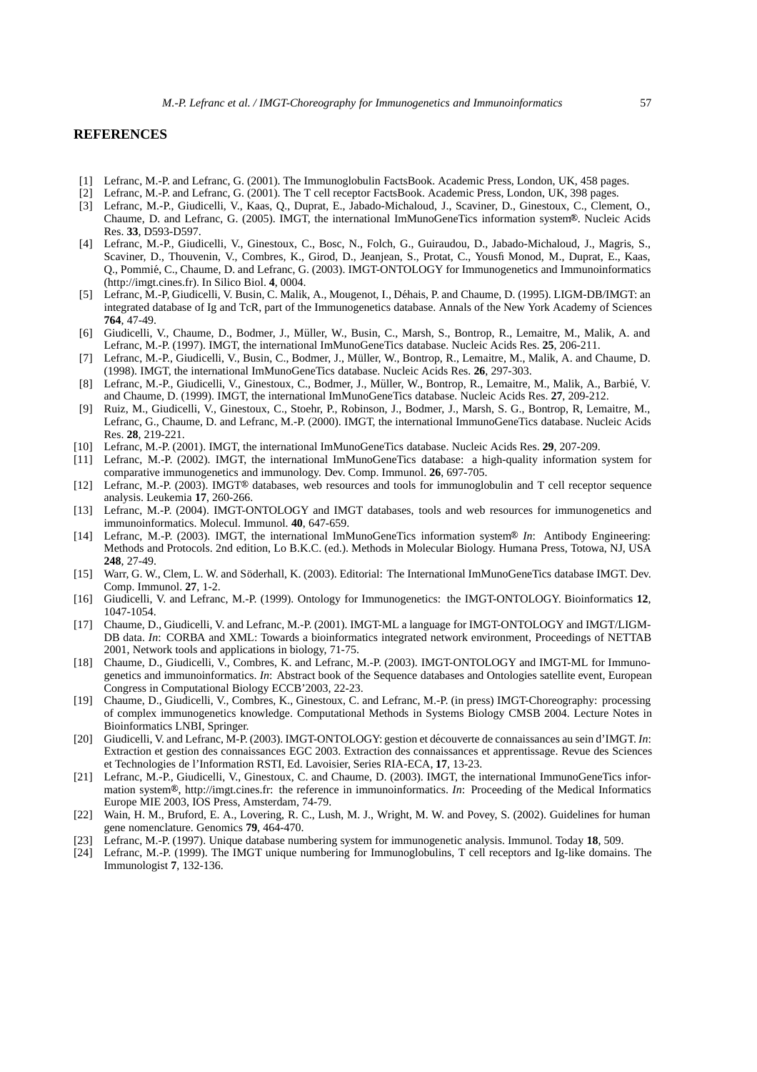## REFERENCES

[1] Lefranc, M.-P. and Lefranc, G. (2001). The Immunoglobulin FactsBook. Academic Press, London, UK, 458 pages.

[2] Lefranc, M.-P. and Lefranc, G. (2001). The T cell receptor FactsBook. Academic Press, London, UK, 398 pages.

[3] Lefranc, M.-P., Giudicelli, V., Kaas, Q., Duprat, E., Jabado-Michaloud, J., Scaviner, D., Ginestoux, C., Clement, O., Chaume, D. and Lefranc, G. (2005). IMGT, the international ImMunoGeneTics information system®. Nucleic Acids Res. **33**, D593-D597.

[4] Lefranc, M.-P., Giudicelli, V., Ginestoux, C., Bosc, N., Folch, G., Guiraudou, D., Jabado-Michaloud, J., Magris, S., Scaviner, D., Thouvenin, V., Combres, K., Girod, D., Jeanjean, S., Protat, C., Yousfi Monod, M., Duprat, E., Kaas, Q., Pommié, C., Chaume, D. and Lefranc, G. (2003). IMGT-ONTOLOGY for Immunogenetics and Immunoinformatics (http://imgt.cines.fr). In Silico Biol. **4**, 0004.

[5] Lefranc, M.-P, Giudicelli, V. Busin, C. Malik, A., Mougenot, I., Déhais, P. and Chaume, D. (1995). LIGM-DB/IMGT: an integrated database of Ig and TcR, part of the Immunogenetics database. Annals of the New York Academy of Sciences **764**, 47-49.

[6] Giudicelli, V., Chaume, D., Bodmer, J., Müller, W., Busin, C., Marsh, S., Bontrop, R., Lemaitre, M., Malik, A. and Lefranc, M.-P. (1997). IMGT, the international ImMunoGeneTics database. Nucleic Acids Res. **25**, 206-211.

[7] Lefranc, M.-P., Giudicelli, V., Busin, C., Bodmer, J., Müller, W., Bontrop, R., Lemaitre, M., Malik, A. and Chaume, D. (1998). IMGT, the international ImMunoGeneTics database. Nucleic Acids Res. **26**, 297-303.

[8] Lefranc, M.-P., Giudicelli, V., Ginestoux, C., Bodmer, J., Müller, W., Bontrop, R., Lemaitre, M., Malik, A., Barbié, V. and Chaume, D. (1999). IMGT, the international ImMunoGeneTics database. Nucleic Acids Res. **27**, 209-212.

[9] Ruiz, M., Giudicelli, V., Ginestoux, C., Stoehr, P., Robinson, J., Bodmer, J., Marsh, S. G., Bontrop, R, Lemaitre, M., Lefranc, G., Chaume, D. and Lefranc, M.-P. (2000). IMGT, the international ImmunoGeneTics database. Nucleic Acids Res. **28**, 219-221.

[10] Lefranc, M.-P. (2001). IMGT, the international ImMunoGeneTics database. Nucleic Acids Res. **29**, 207-209.

[11] Lefranc, M.-P. (2002). IMGT, the international ImMunoGeneTics database: a high-quality information system for comparative immunogenetics and immunology. Dev. Comp. Immunol. **26**, 697-705.

[12] Lefranc, M.-P. (2003). IMGT® databases, web resources and tools for immunoglobulin and T cell receptor sequence analysis. Leukemia **17**, 260-266.

[13] Lefranc, M.-P. (2004). IMGT-ONTOLOGY and IMGT databases, tools and web resources for immunogenetics and immunoinformatics. Molecul. Immunol. **40**, 647-659.

[14] Lefranc, M.-P. (2003). IMGT, the international ImMunoGeneTics information system® *In*: Antibody Engineering: Methods and Protocols. 2nd edition, Lo B.K.C. (ed.). Methods in Molecular Biology. Humana Press, Totowa, NJ, USA **248**, 27-49.

[15] Warr, G. W., Clem, L. W. and Söderhall, K. (2003). Editorial: The International ImMunoGeneTics database IMGT. Dev. Comp. Immunol. **27**, 1-2.

[16] Giudicelli, V. and Lefranc, M.-P. (1999). Ontology for Immunogenetics: the IMGT-ONTOLOGY. Bioinformatics **12**, 1047-1054.

[17] Chaume, D., Giudicelli, V. and Lefranc, M.-P. (2001). IMGT-ML a language for IMGT-ONTOLOGY and IMGT/LIGM-DB data. *In*: CORBA and XML: Towards a bioinformatics integrated network environment, Proceedings of NETTAB 2001, Network tools and applications in biology, 71-75.

[18] Chaume, D., Giudicelli, V., Combres, K. and Lefranc, M.-P. (2003). IMGT-ONTOLOGY and IMGT-ML for Immunogenetics and immunoinformatics. *In*: Abstract book of the Sequence databases and Ontologies satellite event, European Congress in Computational Biology ECCB'2003, 22-23.

[19] Chaume, D., Giudicelli, V., Combres, K., Ginestoux, C. and Lefranc, M.-P. (in press) IMGT-Choreography: processing of complex immunogenetics knowledge. Computational Methods in Systems Biology CMSB 2004. Lecture Notes in Bioinformatics LNBI, Springer.

[20] Giudicelli, V. and Lefranc, M-P. (2003). IMGT-ONTOLOGY: gestion et découverte de connaissances au sein d'IMGT. *In*: Extraction et gestion des connaissances EGC 2003. Extraction des connaissances et apprentissage. Revue des Sciences et Technologies de l'Information RSTI, Ed. Lavoisier, Series RIA-ECA, **17**, 13-23.

[21] Lefranc, M.-P., Giudicelli, V., Ginestoux, C. and Chaume, D. (2003). IMGT, the international ImmunoGeneTics information system®, http://imgt.cines.fr: the reference in immunoinformatics. *In*: Proceeding of the Medical Informatics Europe MIE 2003, IOS Press, Amsterdam, 74-79.

[22] Wain, H. M., Bruford, E. A., Lovering, R. C., Lush, M. J., Wright, M. W. and Povey, S. (2002). Guidelines for human gene nomenclature. Genomics **79**, 464-470.

[23] Lefranc, M.-P. (1997). Unique database numbering system for immunogenetic analysis. Immunol. Today **18**, 509.

[24] Lefranc, M.-P. (1999). The IMGT unique numbering for Immunoglobulins, T cell receptors and Ig-like domains. The Immunologist **7**, 132-136.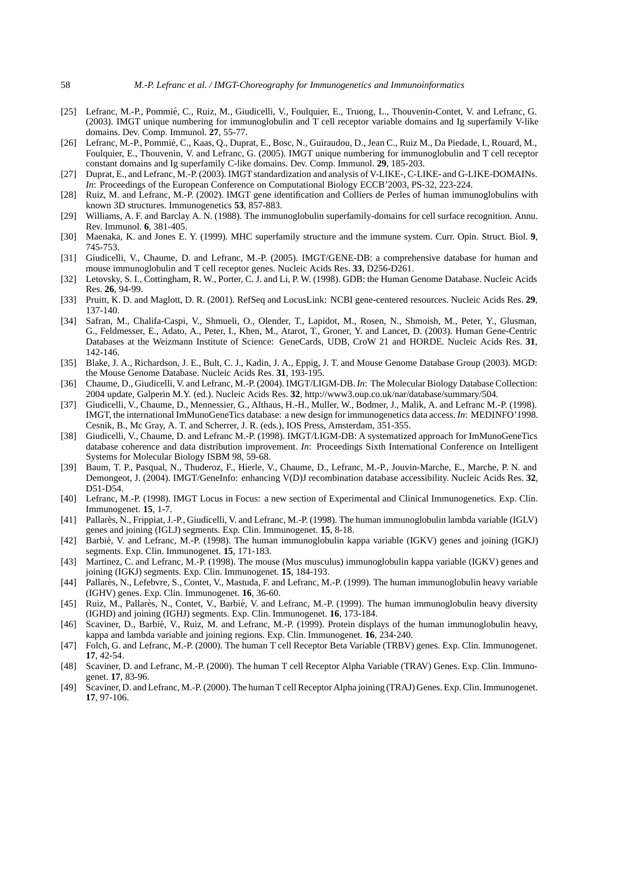[25] Lefranc, M.-P., Pommié, C., Ruiz, M., Giudicelli, V., Foulquier, E., Truong, L., Thouvenin-Contet, V. and Lefranc, G. (2003). IMGT unique numbering for immunoglobulin and T cell receptor variable domains and Ig superfamily V-like domains. Dev. Comp. Immunol. **27**, 55-77.

[26] Lefranc, M.-P., Pommié, C., Kaas, Q., Duprat, E., Bosc, N., Guiraudou, D., Jean C., Ruiz M., Da Piedade, I., Rouard, M., Foulquier, E., Thouvenin, V. and Lefranc, G. (2005). IMGT unique numbering for immunoglobulin and T cell receptor constant domains and Ig superfamily C-like domains. Dev. Comp. Immunol. **29**, 185-203.

[27] Duprat, E., and Lefranc, M.-P. (2003). IMGT standardization and analysis of V-LIKE-, C-LIKE- and G-LIKE-DOMAINs. *In*: Proceedings of the European Conference on Computational Biology ECCB'2003, PS-32, 223-224.

[28] Ruiz, M. and Lefranc, M.-P. (2002). IMGT gene identification and Colliers de Perles of human immunoglobulins with known 3D structures. Immunogenetics **53**, 857-883.

[29] Williams, A. F. and Barclay A. N. (1988). The immunoglobulin superfamily-domains for cell surface recognition. Annu. Rev. Immunol. **6**, 381-405.

[30] Maenaka, K. and Jones E. Y. (1999). MHC superfamily structure and the immune system. Curr. Opin. Struct. Biol. **9**, 745-753.

[31] Giudicelli, V., Chaume, D. and Lefranc, M.-P. (2005). IMGT/GENE-DB: a comprehensive database for human and mouse immunoglobulin and T cell receptor genes. Nucleic Acids Res. **33**, D256-D261.

[32] Letovsky, S. I., Cottingham, R. W., Porter, C. J. and Li, P. W. (1998). GDB: the Human Genome Database. Nucleic Acids Res. **26**, 94-99.

[33] Pruitt, K. D. and Maglott, D. R. (2001). RefSeq and LocusLink: NCBI gene-centered resources. Nucleic Acids Res. **29**, 137-140.

[34] Safran, M., Chalifa-Caspi, V., Shmueli, O., Olender, T., Lapidot, M., Rosen, N., Shmoish, M., Peter, Y., Glusman, G., Feldmesser, E., Adato, A., Peter, I., Khen, M., Atarot, T., Groner, Y. and Lancet, D. (2003). Human Gene-Centric Databases at the Weizmann Institute of Science: GeneCards, UDB, CroW 21 and HORDE. Nucleic Acids Res. **31**, 142-146.

[35] Blake, J. A., Richardson, J. E., Bult, C. J., Kadin, J. A., Eppig, J. T. and Mouse Genome Database Group (2003). MGD: the Mouse Genome Database. Nucleic Acids Res. **31**, 193-195.

[36] Chaume, D., Giudicelli, V. and Lefranc, M.-P. (2004). IMGT/LIGM-DB. *In*: The Molecular Biology Database Collection: 2004 update, Galperin M.Y. (ed.). Nucleic Acids Res. **32**, http://www3.oup.co.uk/nar/database/summary/504.

[37] Giudicelli, V., Chaume, D., Mennessier, G., Althaus, H.-H., Muller, W., Bodmer, J., Malik, A. and Lefranc M.-P. (1998). IMGT, the international ImMunoGeneTics database: a new design for immunogenetics data access. *In*: MEDINFO'1998. Cesnik, B., Mc Gray, A. T. and Scherrer, J. R. (eds.), IOS Press, Amsterdam, 351-355.

[38] Giudicelli, V., Chaume, D. and Lefranc M.-P. (1998). IMGT/LIGM-DB: A systematized approach for ImMunoGeneTics database coherence and data distribution improvement. *In*: Proceedings Sixth International Conference on Intelligent Systems for Molecular Biology ISBM 98, 59-68.

[39] Baum, T. P., Pasqual, N., Thuderoz, F., Hierle, V., Chaume, D., Lefranc, M.-P., Jouvin-Marche, E., Marche, P. N. and Demongeot, J. (2004). IMGT/GeneInfo: enhancing V(D)J recombination database accessibility. Nucleic Acids Res. **32**, D51-D54.

[40] Lefranc, M.-P. (1998). IMGT Locus in Focus: a new section of Experimental and Clinical Immunogenetics. Exp. Clin. Immunogenet. **15**, 1-7.

[41] Pallarès, N., Frippiat, J.-P., Giudicelli, V. and Lefranc, M.-P. (1998). The human immunoglobulin lambda variable (IGLV) genes and joining (IGLJ) segments. Exp. Clin. Immunogenet. **15**, 8-18.

[42] Barbié, V. and Lefranc, M.-P. (1998). The human immunoglobulin kappa variable (IGKV) genes and joining (IGKJ) segments. Exp. Clin. Immunogenet. **15**, 171-183.

[43] Martinez, C. and Lefranc, M.-P. (1998). The mouse (Mus musculus) immunoglobulin kappa variable (IGKV) genes and joining (IGKJ) segments. Exp. Clin. Immunogenet. **15**, 184-193.

[44] Pallarès, N., Lefebvre, S., Contet, V., Mastuda, F. and Lefranc, M.-P. (1999). The human immunoglobulin heavy variable (IGHV) genes. Exp. Clin. Immunogenet. **16**, 36-60.

[45] Ruiz, M., Pallarès, N., Contet, V., Barbié, V. and Lefranc, M.-P. (1999). The human immunoglobulin heavy diversity (IGHD) and joining (IGHJ) segments. Exp. Clin. Immunogenet. **16**, 173-184.

[46] Scaviner, D., Barbié, V., Ruiz, M. and Lefranc, M.-P. (1999). Protein displays of the human immunoglobulin heavy, kappa and lambda variable and joining regions. Exp. Clin. Immunogenet. **16**, 234-240.

[47] Folch, G. and Lefranc, M.-P. (2000). The human T cell Receptor Beta Variable (TRBV) genes. Exp. Clin. Immunogenet. **17**, 42-54.

[48] Scaviner, D. and Lefranc, M.-P. (2000). The human T cell Receptor Alpha Variable (TRAV) Genes. Exp. Clin. Immunogenet. **17**, 83-96.

[49] Scaviner, D. and Lefranc, M.-P. (2000). The human T cell Receptor Alpha joining (TRAJ) Genes. Exp. Clin. Immunogenet. **17**, 97-106.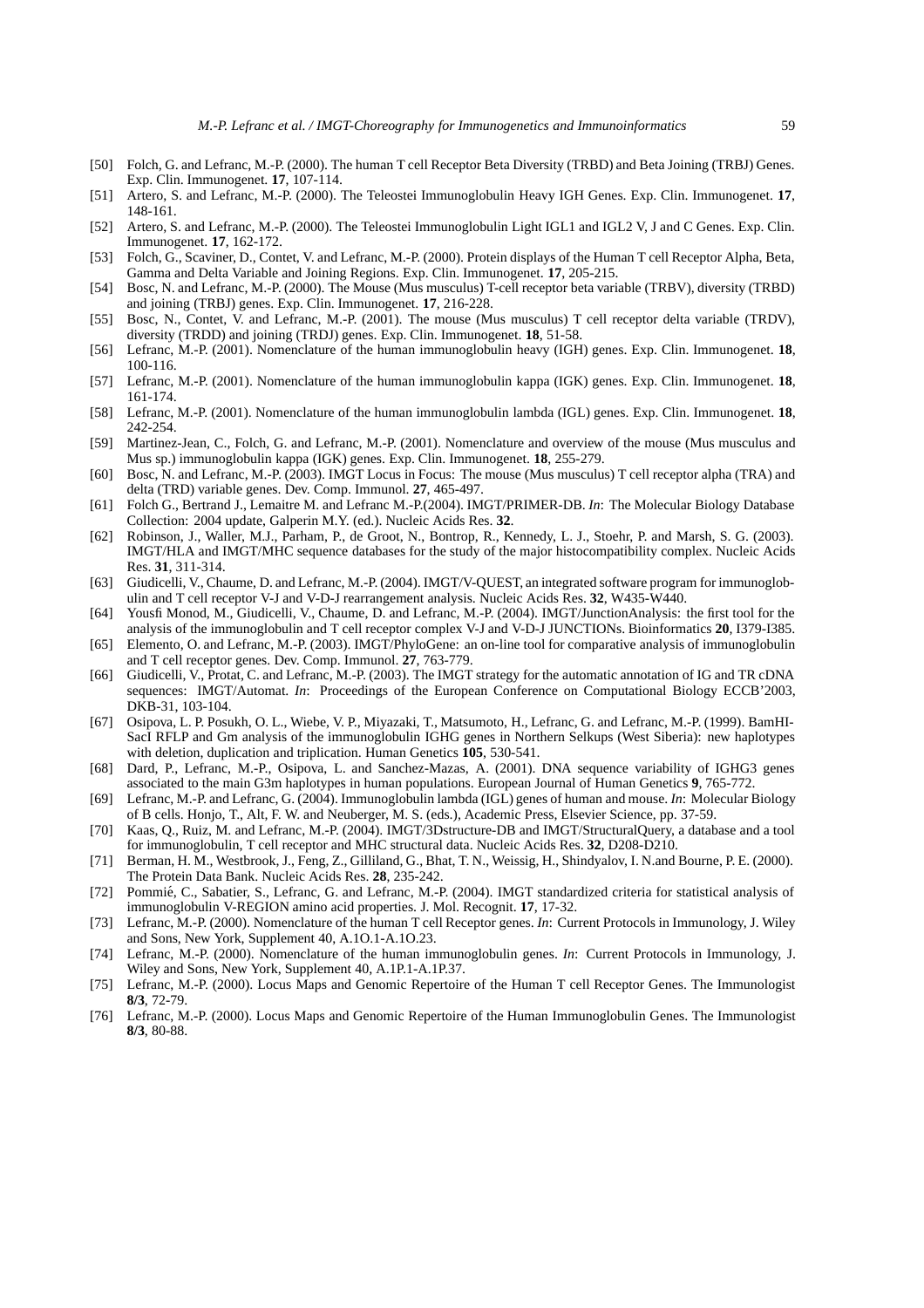[50] Folch, G. and Lefranc, M.-P. (2000). The human T cell Receptor Beta Diversity (TRBD) and Beta Joining (TRBJ) Genes. Exp. Clin. Immunogenet. **17**, 107-114.

[51] Artero, S. and Lefranc, M.-P. (2000). The Teleostei Immunoglobulin Heavy IGH Genes. Exp. Clin. Immunogenet. **17**, 148-161.

[52] Artero, S. and Lefranc, M.-P. (2000). The Teleostei Immunoglobulin Light IGL1 and IGL2 V, J and C Genes. Exp. Clin. Immunogenet. **17**, 162-172.

[53] Folch, G., Scaviner, D., Contet, V. and Lefranc, M.-P. (2000). Protein displays of the Human T cell Receptor Alpha, Beta, Gamma and Delta Variable and Joining Regions. Exp. Clin. Immunogenet. **17**, 205-215.

[54] Bosc, N. and Lefranc, M.-P. (2000). The Mouse (Mus musculus) T-cell receptor beta variable (TRBV), diversity (TRBD) and joining (TRBJ) genes. Exp. Clin. Immunogenet. **17**, 216-228.

[55] Bosc, N., Contet, V. and Lefranc, M.-P. (2001). The mouse (Mus musculus) T cell receptor delta variable (TRDV), diversity (TRDD) and joining (TRDJ) genes. Exp. Clin. Immunogenet. **18**, 51-58.

[56] Lefranc, M.-P. (2001). Nomenclature of the human immunoglobulin heavy (IGH) genes. Exp. Clin. Immunogenet. **18**, 100-116.

[57] Lefranc, M.-P. (2001). Nomenclature of the human immunoglobulin kappa (IGK) genes. Exp. Clin. Immunogenet. **18**, 161-174.

[58] Lefranc, M.-P. (2001). Nomenclature of the human immunoglobulin lambda (IGL) genes. Exp. Clin. Immunogenet. **18**, 242-254.

[59] Martinez-Jean, C., Folch, G. and Lefranc, M.-P. (2001). Nomenclature and overview of the mouse (Mus musculus and Mus sp.) immunoglobulin kappa (IGK) genes. Exp. Clin. Immunogenet. **18**, 255-279.

[60] Bosc, N. and Lefranc, M.-P. (2003). IMGT Locus in Focus: The mouse (Mus musculus) T cell receptor alpha (TRA) and delta (TRD) variable genes. Dev. Comp. Immunol. **27**, 465-497.

[61] Folch G., Bertrand J., Lemaitre M. and Lefranc M.-P.(2004). IMGT/PRIMER-DB. *In*: The Molecular Biology Database Collection: 2004 update, Galperin M.Y. (ed.). Nucleic Acids Res. **32**.

[62] Robinson, J., Waller, M.J., Parham, P., de Groot, N., Bontrop, R., Kennedy, L. J., Stoehr, P. and Marsh, S. G. (2003). IMGT/HLA and IMGT/MHC sequence databases for the study of the major histocompatibility complex. Nucleic Acids Res. **31**, 311-314.

[63] Giudicelli, V., Chaume, D. and Lefranc, M.-P. (2004). IMGT/V-QUEST, an integrated software program for immunoglobulin and T cell receptor V-J and V-D-J rearrangement analysis. Nucleic Acids Res. **32**, W435-W440.

[64] Yousfi Monod, M., Giudicelli, V., Chaume, D. and Lefranc, M.-P. (2004). IMGT/JunctionAnalysis: the first tool for the analysis of the immunoglobulin and T cell receptor complex V-J and V-D-J JUNCTIONs. Bioinformatics **20**, I379-I385.

[65] Elemento, O. and Lefranc, M.-P. (2003). IMGT/PhyloGene: an on-line tool for comparative analysis of immunoglobulin and T cell receptor genes. Dev. Comp. Immunol. **27**, 763-779.

[66] Giudicelli, V., Protat, C. and Lefranc, M.-P. (2003). The IMGT strategy for the automatic annotation of IG and TR cDNA sequences: IMGT/Automat. *In*: Proceedings of the European Conference on Computational Biology ECCB'2003, DKB-31, 103-104.

[67] Osipova, L. P. Posukh, O. L., Wiebe, V. P., Miyazaki, T., Matsumoto, H., Lefranc, G. and Lefranc, M.-P. (1999). BamHI-SacI RFLP and Gm analysis of the immunoglobulin IGHG genes in Northern Selkups (West Siberia): new haplotypes with deletion, duplication and triplication. Human Genetics **105**, 530-541.

[68] Dard, P., Lefranc, M.-P., Osipova, L. and Sanchez-Mazas, A. (2001). DNA sequence variability of IGHG3 genes associated to the main G3m haplotypes in human populations. European Journal of Human Genetics **9**, 765-772.

[69] Lefranc, M.-P. and Lefranc, G. (2004). Immunoglobulin lambda (IGL) genes of human and mouse. *In*: Molecular Biology of B cells. Honjo, T., Alt, F. W. and Neuberger, M. S. (eds.), Academic Press, Elsevier Science, pp. 37-59.

[70] Kaas, Q., Ruiz, M. and Lefranc, M.-P. (2004). IMGT/3Dstructure-DB and IMGT/StructuralQuery, a database and a tool for immunoglobulin, T cell receptor and MHC structural data. Nucleic Acids Res. **32**, D208-D210.

[71] Berman, H. M., Westbrook, J., Feng, Z., Gilliland, G., Bhat, T. N., Weissig, H., Shindyalov, I. N.and Bourne, P. E. (2000). The Protein Data Bank. Nucleic Acids Res. **28**, 235-242.

[72] Pommié, C., Sabatier, S., Lefranc, G. and Lefranc, M.-P. (2004). IMGT standardized criteria for statistical analysis of immunoglobulin V-REGION amino acid properties. J. Mol. Recognit. **17**, 17-32.

[73] Lefranc, M.-P. (2000). Nomenclature of the human T cell Receptor genes. *In*: Current Protocols in Immunology, J. Wiley and Sons, New York, Supplement 40, A.1O.1-A.1O.23.

[74] Lefranc, M.-P. (2000). Nomenclature of the human immunoglobulin genes. *In*: Current Protocols in Immunology, J. Wiley and Sons, New York, Supplement 40, A.1P.1-A.1P.37.

[75] Lefranc, M.-P. (2000). Locus Maps and Genomic Repertoire of the Human T cell Receptor Genes. The Immunologist **8/3**, 72-79.

[76] Lefranc, M.-P. (2000). Locus Maps and Genomic Repertoire of the Human Immunoglobulin Genes. The Immunologist **8/3**, 80-88.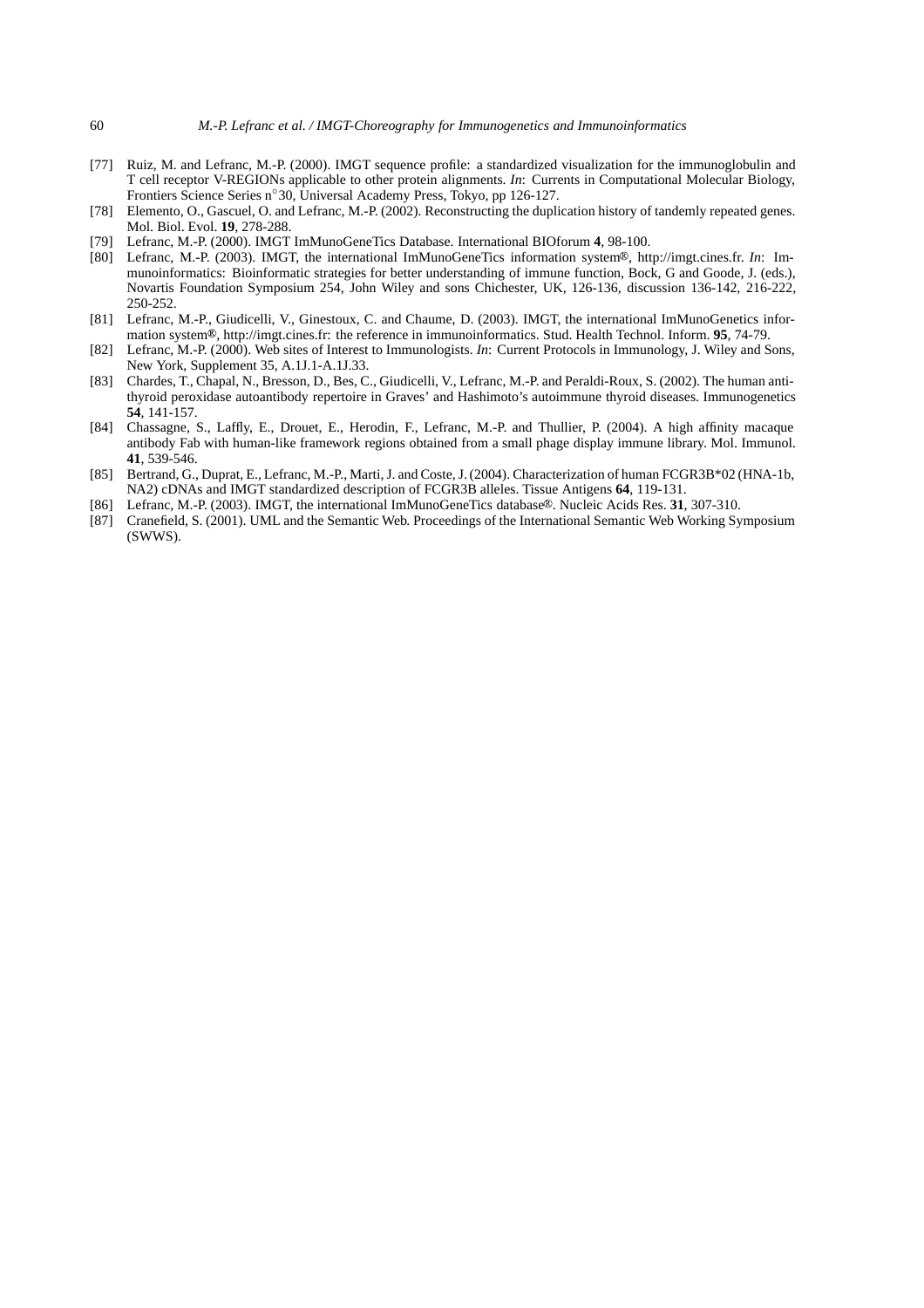[77] Ruiz, M. and Lefranc, M.-P. (2000). IMGT sequence profile: a standardized visualization for the immunoglobulin and T cell receptor V-REGIONs applicable to other protein alignments. *In*: Currents in Computational Molecular Biology, Frontiers Science Series n°30, Universal Academy Press, Tokyo, pp 126-127.

[78] Elemento, O., Gascuel, O. and Lefranc, M.-P. (2002). Reconstructing the duplication history of tandemly repeated genes. Mol. Biol. Evol. **19**, 278-288.

[79] Lefranc, M.-P. (2000). IMGT ImMunoGeneTics Database. International BIOforum **4**, 98-100.

[80] Lefranc, M.-P. (2003). IMGT, the international ImMunoGeneTics information system®, http://imgt.cines.fr. *In*: Immunoinformatics: Bioinformatic strategies for better understanding of immune function, Bock, G and Goode, J. (eds.), Novartis Foundation Symposium 254, John Wiley and sons Chichester, UK, 126-136, discussion 136-142, 216-222, 250-252.

[81] Lefranc, M.-P., Giudicelli, V., Ginestoux, C. and Chaume, D. (2003). IMGT, the international ImMunoGenetics information system®, http://imgt.cines.fr: the reference in immunoinformatics. Stud. Health Technol. Inform. **95**, 74-79.

[82] Lefranc, M.-P. (2000). Web sites of Interest to Immunologists. *In*: Current Protocols in Immunology, J. Wiley and Sons, New York, Supplement 35, A.1J.1-A.1J.33.

[83] Chardes, T., Chapal, N., Bresson, D., Bes, C., Giudicelli, V., Lefranc, M.-P. and Peraldi-Roux, S. (2002). The human anti-thyroid peroxidase autoantibody repertoire in Graves' and Hashimoto's autoimmune thyroid diseases. Immunogenetics **54**, 141-157.

[84] Chassagne, S., Laffly, E., Drouet, E., Herodin, F., Lefranc, M.-P. and Thullier, P. (2004). A high affinity macaque antibody Fab with human-like framework regions obtained from a small phage display immune library. Mol. Immunol. **41**, 539-546.

[85] Bertrand, G., Duprat, E., Lefranc, M.-P., Marti, J. and Coste, J. (2004). Characterization of human FCGR3B*02 (HNA-1b, NA2) cDNAs and IMGT standardized description of FCGR3B alleles. Tissue Antigens **64**, 119-131.

[86] Lefranc, M.-P. (2003). IMGT, the international ImMunoGeneTics database®. Nucleic Acids Res. **31**, 307-310.

[87] Cranefield, S. (2001). UML and the Semantic Web. Proceedings of the International Semantic Web Working Symposium (SWWS).